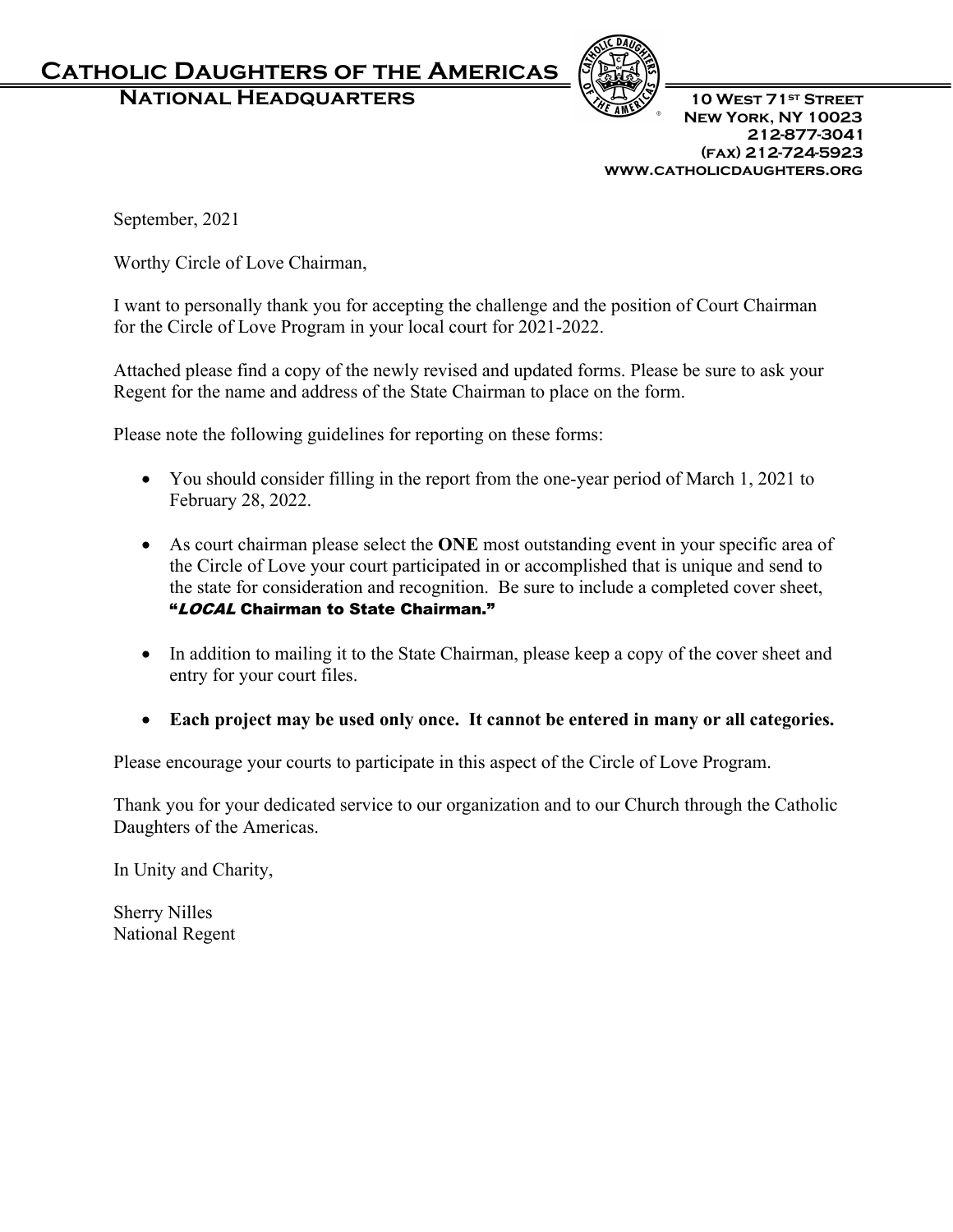# Catholic Daughters of the Americas

## National Headquarters

10 West 71st Street
New York, NY 10023
212-877-3041
(fax) 212-724-5923
www.catholicdaughters.org

September, 2021

Worthy Circle of Love Chairman,

I want to personally thank you for accepting the challenge and the position of Court Chairman for the Circle of Love Program in your local court for 2021-2022.

Attached please find a copy of the newly revised and updated forms. Please be sure to ask your Regent for the name and address of the State Chairman to place on the form.

Please note the following guidelines for reporting on these forms:

- You should consider filling in the report from the one-year period of March 1, 2021 to February 28, 2022.
- As court chairman please select the **ONE** most outstanding event in your specific area of the Circle of Love your court participated in or accomplished that is unique and send to the state for consideration and recognition. Be sure to include a completed cover sheet, **"*LOCAL* Chairman to State Chairman."**
- In addition to mailing it to the State Chairman, please keep a copy of the cover sheet and entry for your court files.
- **Each project may be used only once. It cannot be entered in many or all categories.**

Please encourage your courts to participate in this aspect of the Circle of Love Program.

Thank you for your dedicated service to our organization and to our Church through the Catholic Daughters of the Americas.

In Unity and Charity,

Sherry Nilles
National Regent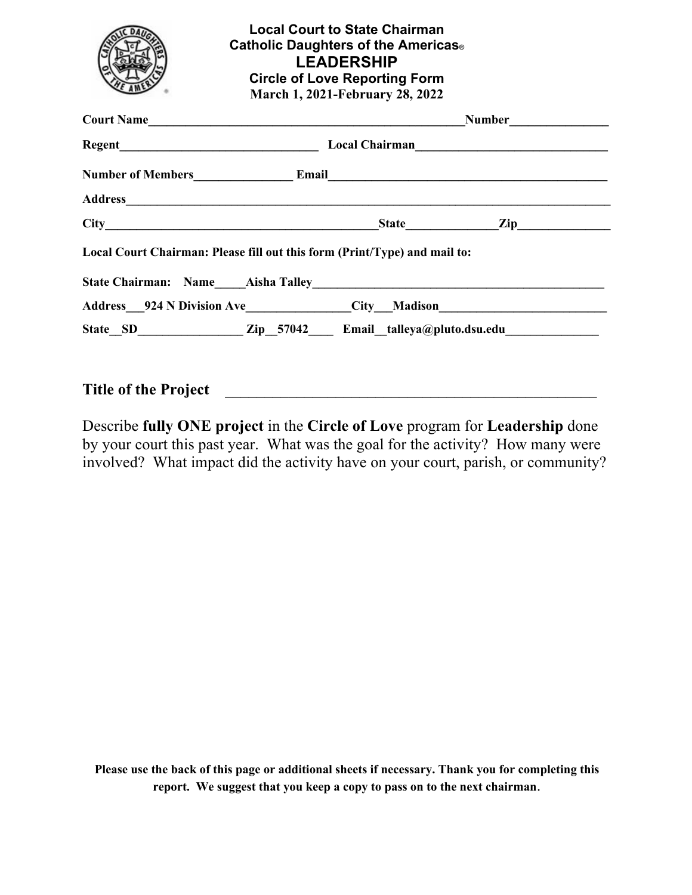**Local Court to State Chairman**
**Catholic Daughters of the Americas®**
# LEADERSHIP
**Circle of Love Reporting Form**
**March 1, 2021-February 28, 2022**

**Court Name**\_\_\_\_\_\_\_\_\_\_\_\_\_\_\_\_\_\_\_\_\_\_\_\_\_\_\_\_\_\_\_\_\_\_\_\_\_\_\_\_\_\_\_\_\_\_\_\_\_\_\_\_**Number**\_\_\_\_\_\_\_\_\_\_\_\_\_\_\_\_

**Regent**\_\_\_\_\_\_\_\_\_\_\_\_\_\_\_\_\_\_\_\_\_\_\_\_\_\_\_\_\_\_\_\_\_\_ **Local Chairman**\_\_\_\_\_\_\_\_\_\_\_\_\_\_\_\_\_\_\_\_\_\_\_\_\_\_\_\_\_\_\_\_

**Number of Members**\_\_\_\_\_\_\_\_\_\_\_\_\_\_\_\_ **Email**\_\_\_\_\_\_\_\_\_\_\_\_\_\_\_\_\_\_\_\_\_\_\_\_\_\_\_\_\_\_\_\_\_\_\_\_\_\_\_\_\_\_\_\_\_

**Address**\_\_\_\_\_\_\_\_\_\_\_\_\_\_\_\_\_\_\_\_\_\_\_\_\_\_\_\_\_\_\_\_\_\_\_\_\_\_\_\_\_\_\_\_\_\_\_\_\_\_\_\_\_\_\_\_\_\_\_\_\_\_\_\_\_\_\_\_\_\_\_\_\_\_\_\_\_\_\_\_

**City**\_\_\_\_\_\_\_\_\_\_\_\_\_\_\_\_\_\_\_\_\_\_\_\_\_\_\_\_\_\_\_\_\_\_\_\_\_\_\_\_\_\_\_\_\_\_**State**\_\_\_\_\_\_\_\_\_\_\_\_\_\_\_**Zip**\_\_\_\_\_\_\_\_\_\_\_\_\_\_\_\_

**Local Court Chairman: Please fill out this form (Print/Type) and mail to:**

**State Chairman: Name\_\_\_\_\_Aisha Talley**\_\_\_\_\_\_\_\_\_\_\_\_\_\_\_\_\_\_\_\_\_\_\_\_\_\_\_\_\_\_\_\_\_\_\_\_\_\_\_\_\_\_\_\_\_\_\_\_\_\_

**Address\_\_\_924 N Division Ave**\_\_\_\_\_\_\_\_\_\_\_\_\_\_\_\_\_\_**City\_\_\_Madison**\_\_\_\_\_\_\_\_\_\_\_\_\_\_\_\_\_\_\_\_\_\_\_\_\_\_\_\_

**State\_\_SD**\_\_\_\_\_\_\_\_\_\_\_\_\_\_\_\_\_\_ **Zip\_\_57042**\_\_\_\_ **Email\_\_talleya@pluto.dsu.edu**\_\_\_\_\_\_\_\_\_\_\_\_\_\_\_\_

**Title of the Project** \_\_\_\_\_\_\_\_\_\_\_\_\_\_\_\_\_\_\_\_\_\_\_\_\_\_\_\_\_\_\_\_\_\_\_\_\_\_\_\_\_\_\_\_\_\_\_\_\_\_\_\_\_\_\_

Describe **fully ONE project** in the **Circle of Love** program for **Leadership** done by your court this past year. What was the goal for the activity? How many were involved? What impact did the activity have on your court, parish, or community?

**Please use the back of this page or additional sheets if necessary. Thank you for completing this report. We suggest that you keep a copy to pass on to the next chairman.**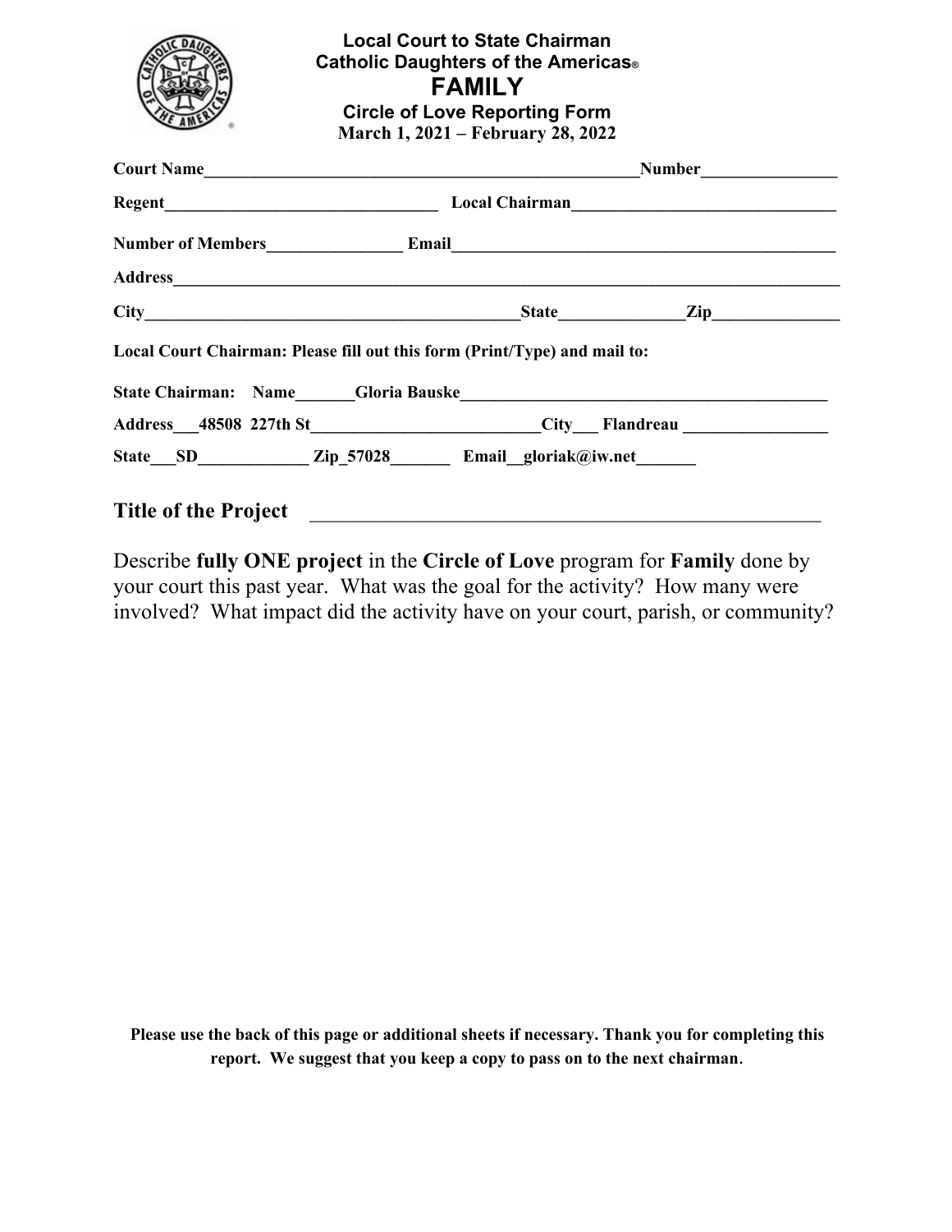**Local Court to State Chairman**
**Catholic Daughters of the Americas®**

# FAMILY

**Circle of Love Reporting Form**
**March 1, 2021 – February 28, 2022**

**Court Name**____________________________________________________**Number**_______________

**Regent**________________________________ **Local Chairman**______________________________

**Number of Members**_______________ **Email**____________________________________________

**Address**_________________________________________________________________________________

**City**____________________________________________**State**______________**Zip**_______________

**Local Court Chairman: Please fill out this form (Print/Type) and mail to:**

**State Chairman: Name_______Gloria Bauske___________________________________________**

**Address___48508 227th St__________________________City___ Flandreau _________________**

**State___SD_____________ Zip_57028_______ Email__gloriak@iw.net_______**

## Title of the Project _______________________________________________

Describe **fully ONE project** in the **Circle of Love** program for **Family** done by your court this past year. What was the goal for the activity? How many were involved? What impact did the activity have on your court, parish, or community?

**Please use the back of this page or additional sheets if necessary. Thank you for completing this report. We suggest that you keep a copy to pass on to the next chairman.**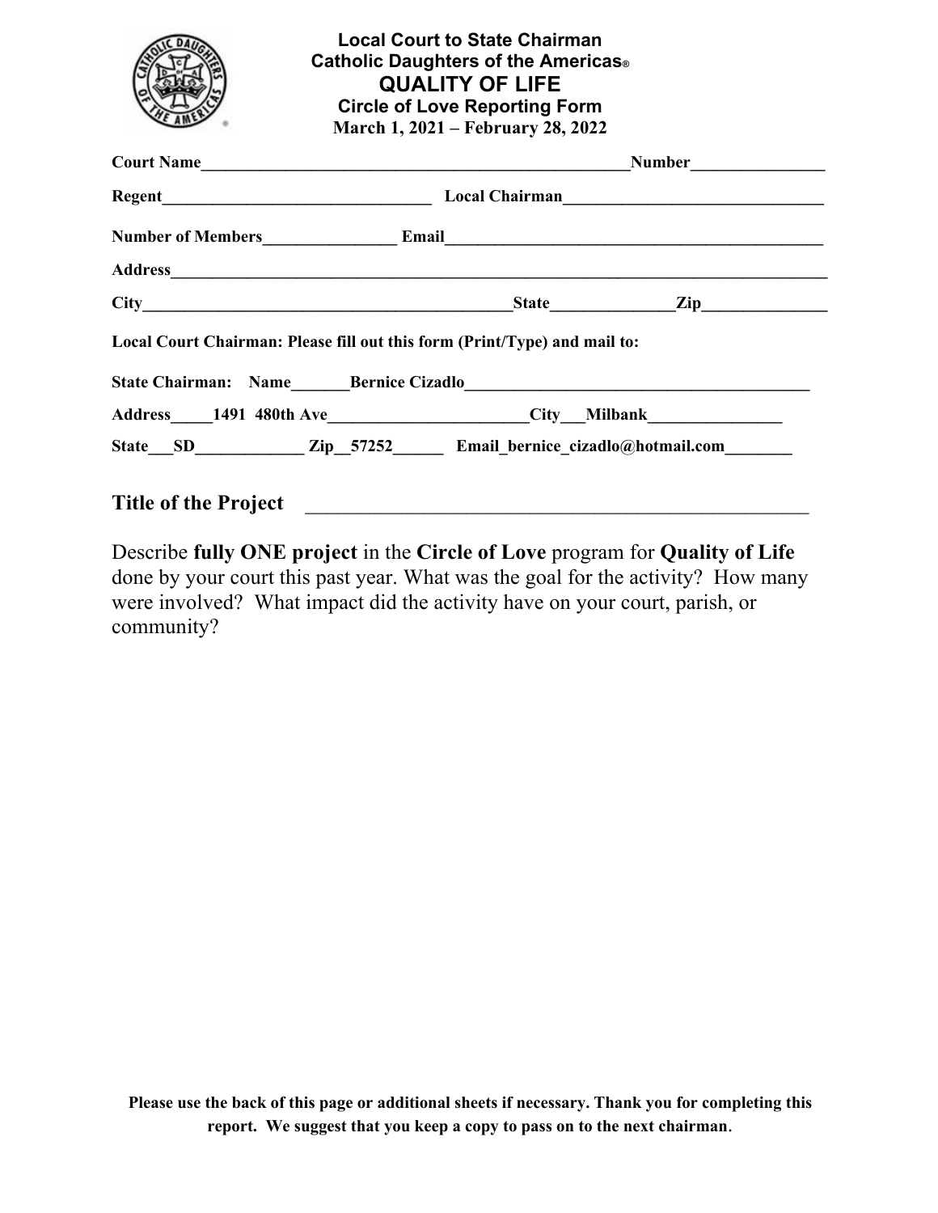**Local Court to State Chairman**
**Catholic Daughters of the Americas®**
# QUALITY OF LIFE
**Circle of Love Reporting Form**
**March 1, 2021 – February 28, 2022**

**Court Name**\_\_\_\_\_\_\_\_\_\_\_\_\_\_\_\_\_\_\_\_\_\_\_\_\_\_\_\_\_\_\_\_\_\_\_\_\_\_\_\_\_\_\_\_\_\_\_\_\_\_\_\_**Number**\_\_\_\_\_\_\_\_\_\_\_\_\_\_\_\_

**Regent**\_\_\_\_\_\_\_\_\_\_\_\_\_\_\_\_\_\_\_\_\_\_\_\_\_\_\_\_\_\_\_\_\_ **Local Chairman**\_\_\_\_\_\_\_\_\_\_\_\_\_\_\_\_\_\_\_\_\_\_\_\_\_\_\_\_\_\_\_\_

**Number of Members**\_\_\_\_\_\_\_\_\_\_\_\_\_\_\_\_ **Email**\_\_\_\_\_\_\_\_\_\_\_\_\_\_\_\_\_\_\_\_\_\_\_\_\_\_\_\_\_\_\_\_\_\_\_\_\_\_\_\_\_\_\_\_\_

**Address**\_\_\_\_\_\_\_\_\_\_\_\_\_\_\_\_\_\_\_\_\_\_\_\_\_\_\_\_\_\_\_\_\_\_\_\_\_\_\_\_\_\_\_\_\_\_\_\_\_\_\_\_\_\_\_\_\_\_\_\_\_\_\_\_\_\_\_\_\_\_\_\_\_\_\_\_\_\_\_

**City**\_\_\_\_\_\_\_\_\_\_\_\_\_\_\_\_\_\_\_\_\_\_\_\_\_\_\_\_\_\_\_\_\_\_\_\_\_\_\_\_\_\_\_\_\_\_**State**\_\_\_\_\_\_\_\_\_\_\_\_\_\_\_**Zip**\_\_\_\_\_\_\_\_\_\_\_\_\_\_\_\_

**Local Court Chairman: Please fill out this form (Print/Type) and mail to:**

**State Chairman: Name\_\_\_\_\_\_\_Bernice Cizadlo\_\_\_\_\_\_\_\_\_\_\_\_\_\_\_\_\_\_\_\_\_\_\_\_\_\_\_\_\_\_\_\_\_\_\_\_\_\_\_\_\_\_\_**

**Address\_\_\_\_\_1491 480th Ave\_\_\_\_\_\_\_\_\_\_\_\_\_\_\_\_\_\_\_\_\_\_\_\_City\_\_\_Milbank\_\_\_\_\_\_\_\_\_\_\_\_\_\_\_\_**

**State\_\_\_SD\_\_\_\_\_\_\_\_\_\_\_\_\_ Zip\_\_57252\_\_\_\_\_\_ Email\_bernice\_cizadlo@hotmail.com\_\_\_\_\_\_\_\_**

**Title of the Project** \_\_\_\_\_\_\_\_\_\_\_\_\_\_\_\_\_\_\_\_\_\_\_\_\_\_\_\_\_\_\_\_\_\_\_\_\_\_\_\_\_\_\_\_\_\_\_\_\_\_\_\_

Describe **fully ONE project** in the **Circle of Love** program for **Quality of Life** done by your court this past year. What was the goal for the activity? How many were involved? What impact did the activity have on your court, parish, or community?

**Please use the back of this page or additional sheets if necessary. Thank you for completing this report. We suggest that you keep a copy to pass on to the next chairman.**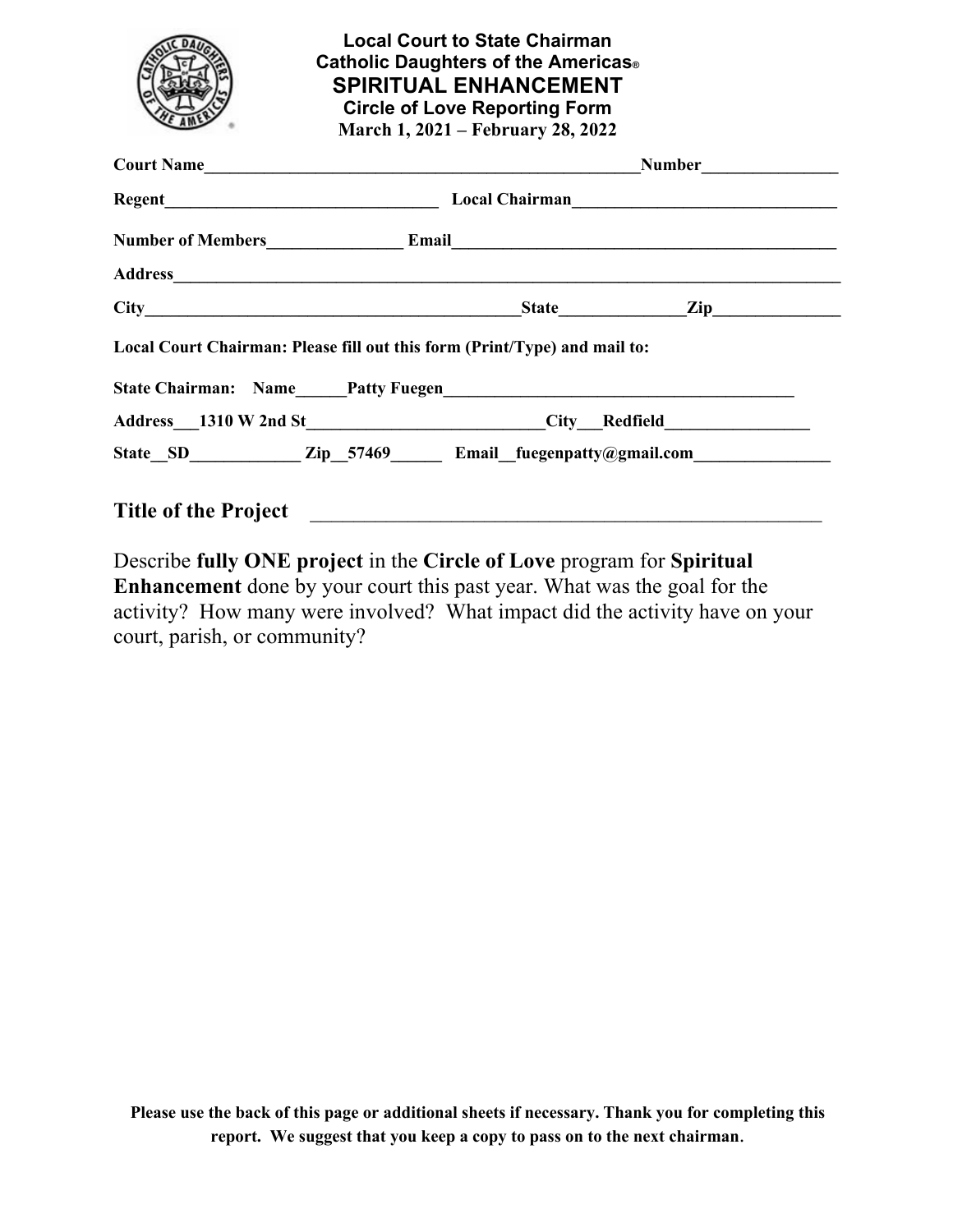**Local Court to State Chairman**
**Catholic Daughters of the Americas®**
# SPIRITUAL ENHANCEMENT
**Circle of Love Reporting Form**
**March 1, 2021 – February 28, 2022**

**Court Name**_____________________________________________________**Number**________________

**Regent**________________________________ **Local Chairman**_______________________________

**Number of Members**________________ **Email**_____________________________________________

**Address**_____________________________________________________________________________

**City**_____________________________________________**State**______________**Zip**_______________

**Local Court Chairman: Please fill out this form (Print/Type) and mail to:**

**State Chairman: Name______Patty Fuegen_________________________________________**

**Address___1310 W 2nd St____________________________City___Redfield_________________**

**State__SD_____________ Zip__57469______ Email__fuegenpatty@gmail.com________________**

## Title of the Project _____________________________________________________

Describe **fully ONE project** in the **Circle of Love** program for **Spiritual Enhancement** done by your court this past year. What was the goal for the activity? How many were involved? What impact did the activity have on your court, parish, or community?

**Please use the back of this page or additional sheets if necessary. Thank you for completing this report. We suggest that you keep a copy to pass on to the next chairman.**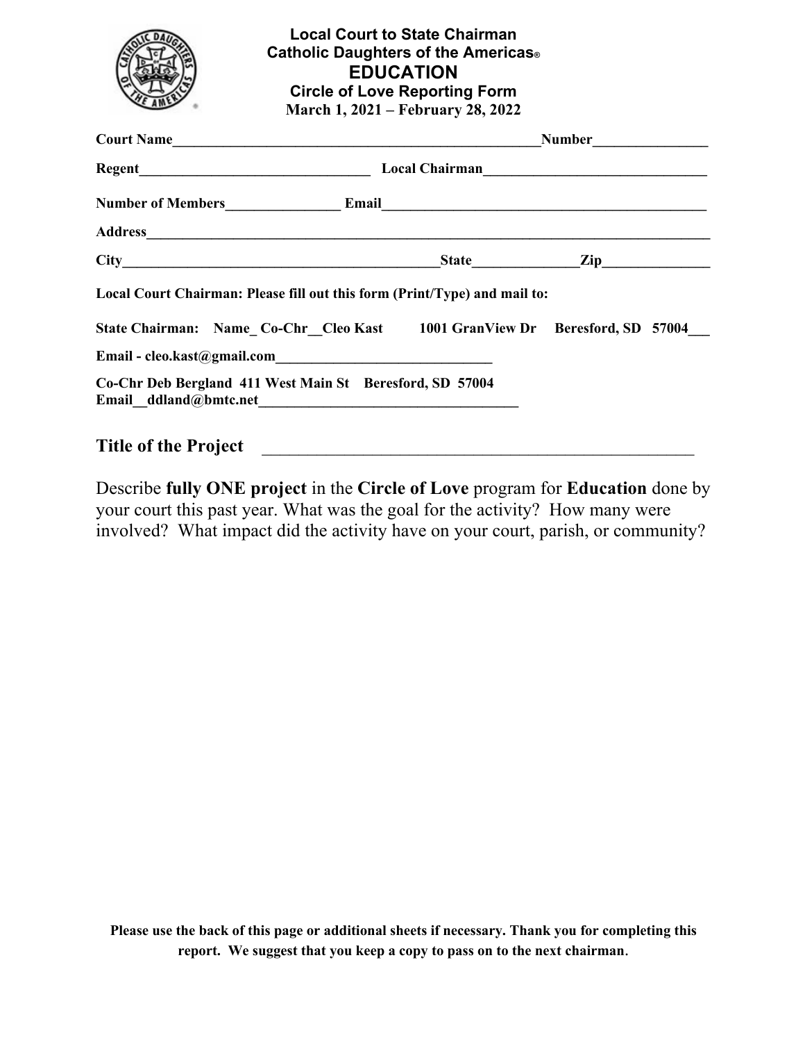**Local Court to State Chairman**
**Catholic Daughters of the Americas®**
# EDUCATION
**Circle of Love Reporting Form**
**March 1, 2021 – February 28, 2022**

**Court Name**_____________________________________________________**Number**________________

**Regent**_________________________________ **Local Chairman**_______________________________

**Number of Members**________________ **Email**______________________________________________

**Address**_________________________________________________________________________________

**City**_____________________________________________**State**______________**Zip**_______________

**Local Court Chairman: Please fill out this form (Print/Type) and mail to:**

**State Chairman: Name_ Co-Chr__Cleo Kast 1001 GranView Dr Beresford, SD 57004___**

**Email - cleo.kast@gmail.com**______________________________

**Co-Chr Deb Bergland 411 West Main St Beresford, SD 57004**
**Email__ddland@bmtc.net**____________________________________

**Title of the Project** _____________________________________________________

Describe **fully ONE project** in the **Circle of Love** program for **Education** done by your court this past year. What was the goal for the activity? How many were involved? What impact did the activity have on your court, parish, or community?

**Please use the back of this page or additional sheets if necessary. Thank you for completing this report. We suggest that you keep a copy to pass on to the next chairman.**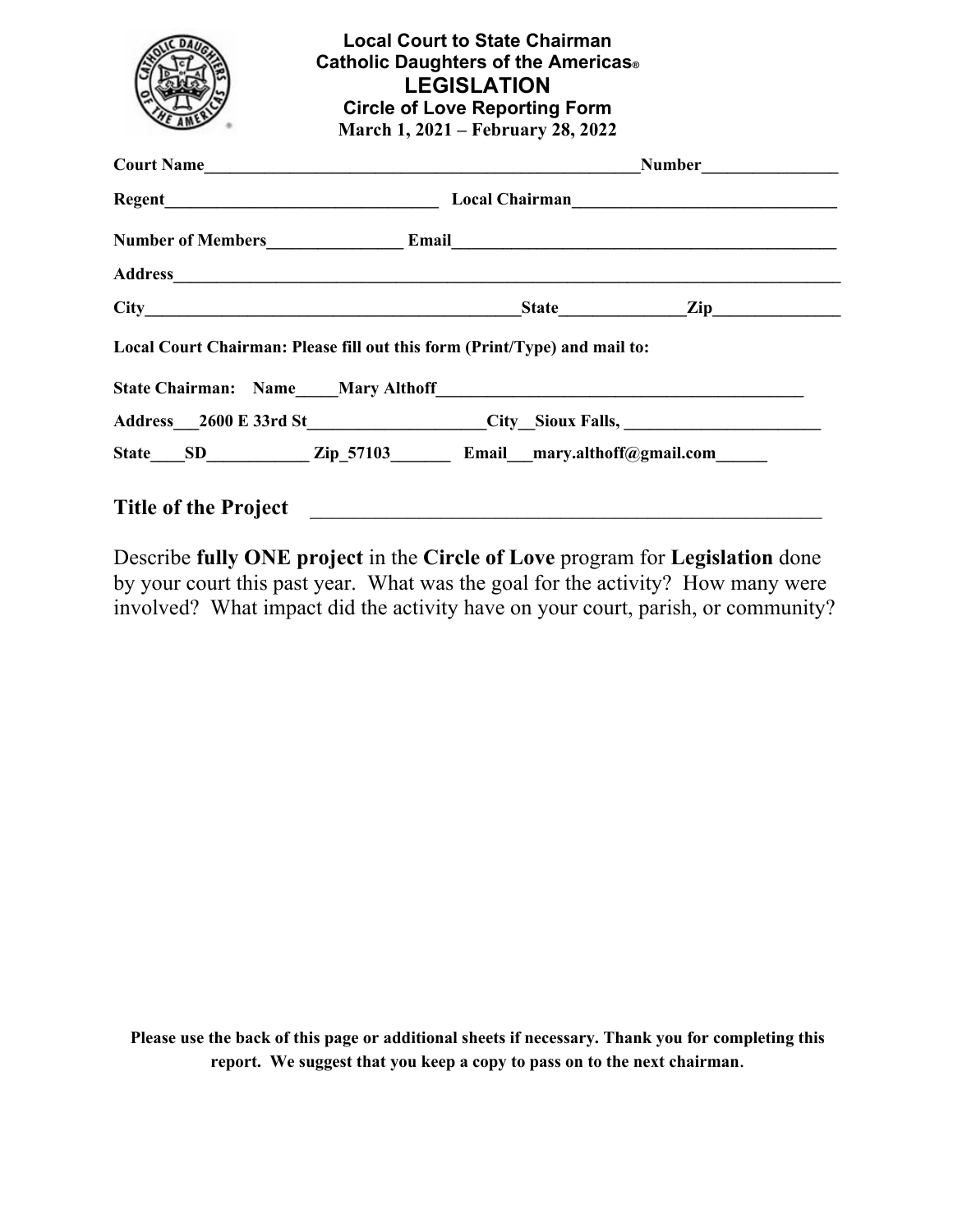**Local Court to State Chairman**
**Catholic Daughters of the Americas®**

# LEGISLATION

**Circle of Love Reporting Form**
**March 1, 2021 – February 28, 2022**

**Court Name**_____________________________________________________**Number**________________

**Regent**________________________________ **Local Chairman**_______________________________

**Number of Members**________________ **Email**_____________________________________________

**Address**_________________________________________________________________________________

**City**____________________________________________**State**______________**Zip**_______________

**Local Court Chairman: Please fill out this form (Print/Type) and mail to:**

**State Chairman: Name_____Mary Althoff____________________________________________**

**Address___2600 E 33rd St____________________City__Sioux Falls, _______________________**

**State____SD____________ Zip_57103_______ Email___mary.althoff@gmail.com______**

## Title of the Project _____________________________________________________

Describe **fully ONE project** in the **Circle of Love** program for **Legislation** done by your court this past year. What was the goal for the activity? How many were involved? What impact did the activity have on your court, parish, or community?

**Please use the back of this page or additional sheets if necessary. Thank you for completing this report. We suggest that you keep a copy to pass on to the next chairman.**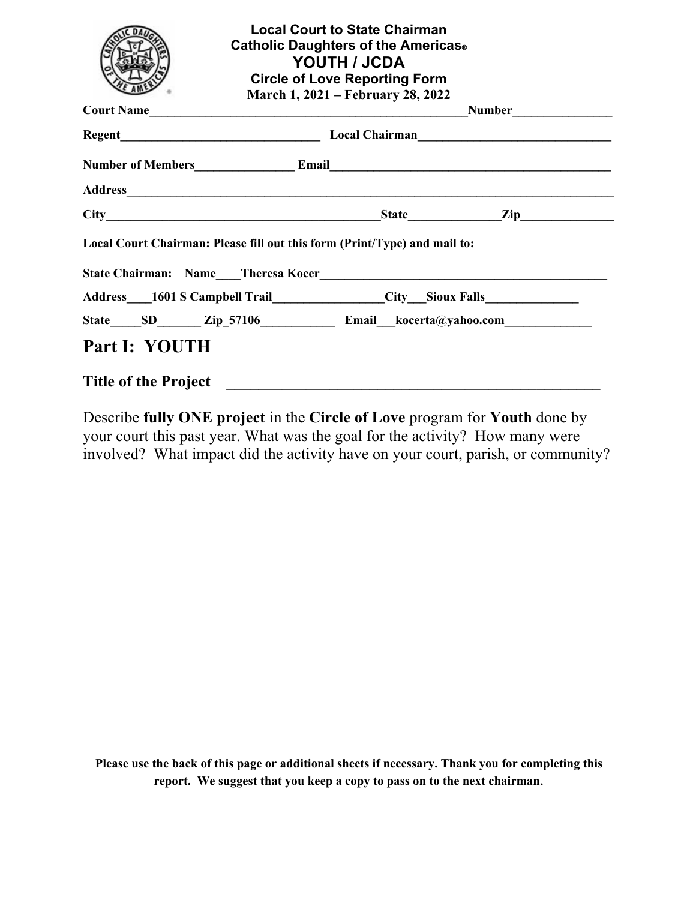**Local Court to State Chairman**
**Catholic Daughters of the Americas®**
**YOUTH / JCDA**
**Circle of Love Reporting Form**
**March 1, 2021 – February 28, 2022**

**Court Name**___________________________________________________**Number**_______________

**Regent**_______________________________ **Local Chairman**_____________________________

**Number of Members**_______________ **Email**____________________________________________

**Address**__________________________________________________________________________

**City**__________________________________________**State**_____________**Zip**______________

**Local Court Chairman: Please fill out this form (Print/Type) and mail to:**

**State Chairman: Name____Theresa Kocer**______________________________________________

**Address____1601 S Campbell Trail**________________**City___Sioux Falls**______________

**State_____SD_______ Zip_57106**___________ **Email___kocerta@yahoo.com**_____________

# Part I: YOUTH

## Title of the Project ______________________________________________

Describe **fully ONE project** in the **Circle of Love** program for **Youth** done by your court this past year. What was the goal for the activity? How many were involved? What impact did the activity have on your court, parish, or community?

**Please use the back of this page or additional sheets if necessary. Thank you for completing this report. We suggest that you keep a copy to pass on to the next chairman.**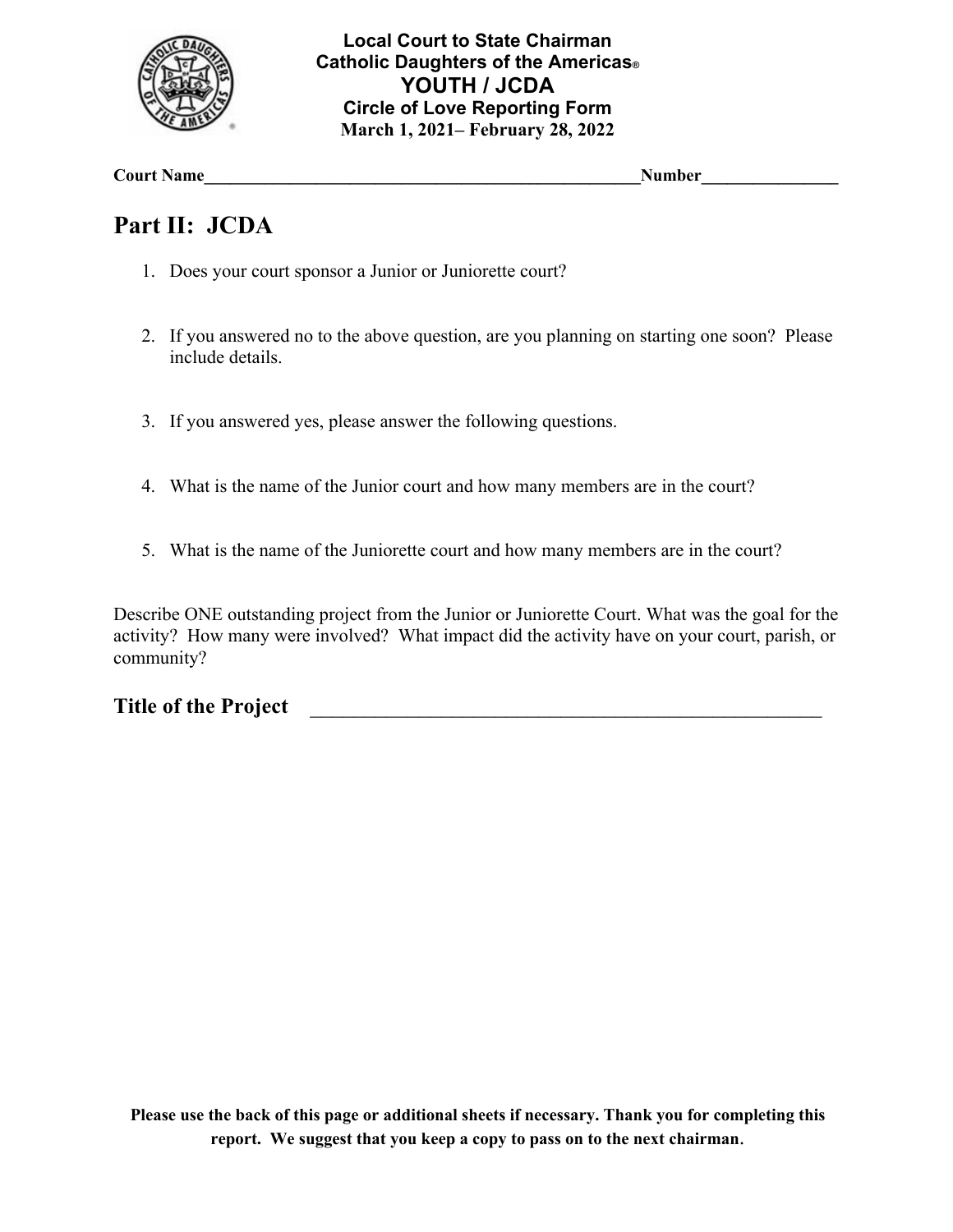**Local Court to State Chairman**
**Catholic Daughters of the Americas®**
**YOUTH / JCDA**
**Circle of Love Reporting Form**
**March 1, 2021– February 28, 2022**

**Court Name**\_\_\_\_\_\_\_\_\_\_\_\_\_\_\_\_\_\_\_\_\_\_\_\_\_\_\_\_\_\_\_\_\_\_\_\_\_\_\_\_\_\_\_\_\_\_\_\_\_\_**Number**\_\_\_\_\_\_\_\_\_\_\_\_\_\_\_\_

# Part II: JCDA

1. Does your court sponsor a Junior or Juniorette court?

2. If you answered no to the above question, are you planning on starting one soon? Please include details.

3. If you answered yes, please answer the following questions.

4. What is the name of the Junior court and how many members are in the court?

5. What is the name of the Juniorette court and how many members are in the court?

Describe ONE outstanding project from the Junior or Juniorette Court. What was the goal for the activity? How many were involved? What impact did the activity have on your court, parish, or community?

## Title of the Project \_\_\_\_\_\_\_\_\_\_\_\_\_\_\_\_\_\_\_\_\_\_\_\_\_\_\_\_\_\_\_\_\_\_\_\_\_\_\_\_\_\_\_\_\_\_\_\_\_\_\_\_\_\_\_

**Please use the back of this page or additional sheets if necessary. Thank you for completing this report. We suggest that you keep a copy to pass on to the next chairman.**